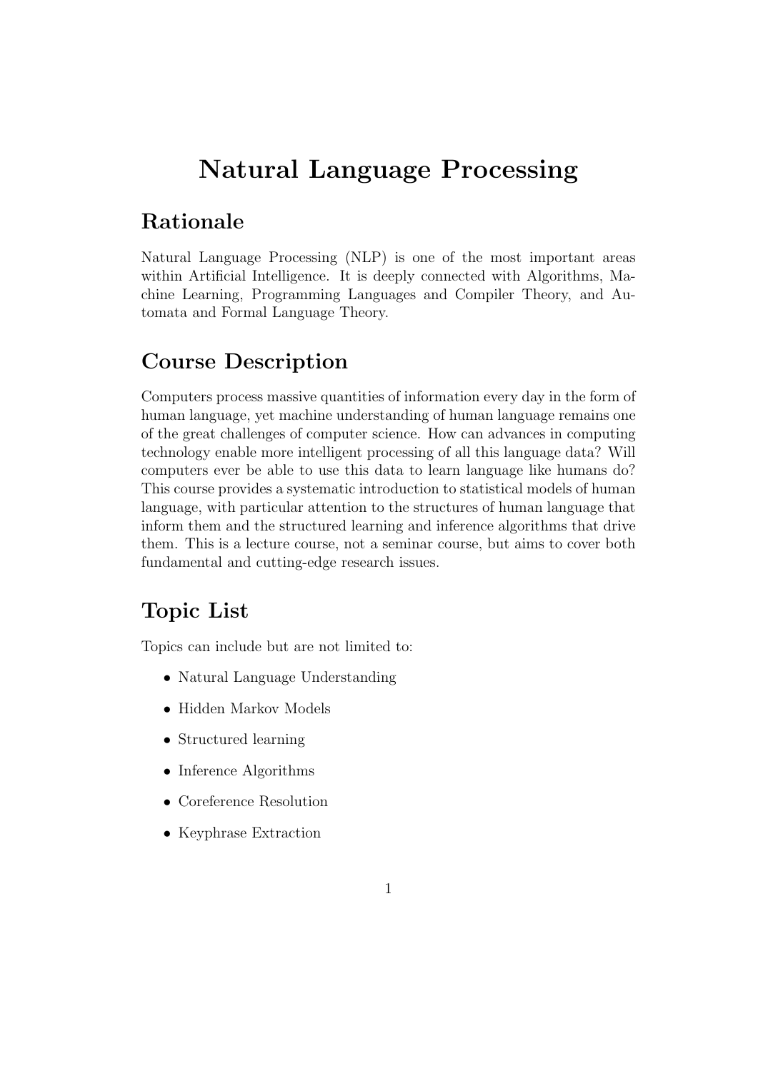# Natural Language Processing

## Rationale

Natural Language Processing (NLP) is one of the most important areas within Artificial Intelligence. It is deeply connected with Algorithms, Machine Learning, Programming Languages and Compiler Theory, and Automata and Formal Language Theory.

## Course Description

Computers process massive quantities of information every day in the form of human language, yet machine understanding of human language remains one of the great challenges of computer science. How can advances in computing technology enable more intelligent processing of all this language data? Will computers ever be able to use this data to learn language like humans do? This course provides a systematic introduction to statistical models of human language, with particular attention to the structures of human language that inform them and the structured learning and inference algorithms that drive them. This is a lecture course, not a seminar course, but aims to cover both fundamental and cutting-edge research issues.

## Topic List

Topics can include but are not limited to:

- Natural Language Understanding
- Hidden Markov Models
- Structured learning
- Inference Algorithms
- Coreference Resolution
- Keyphrase Extraction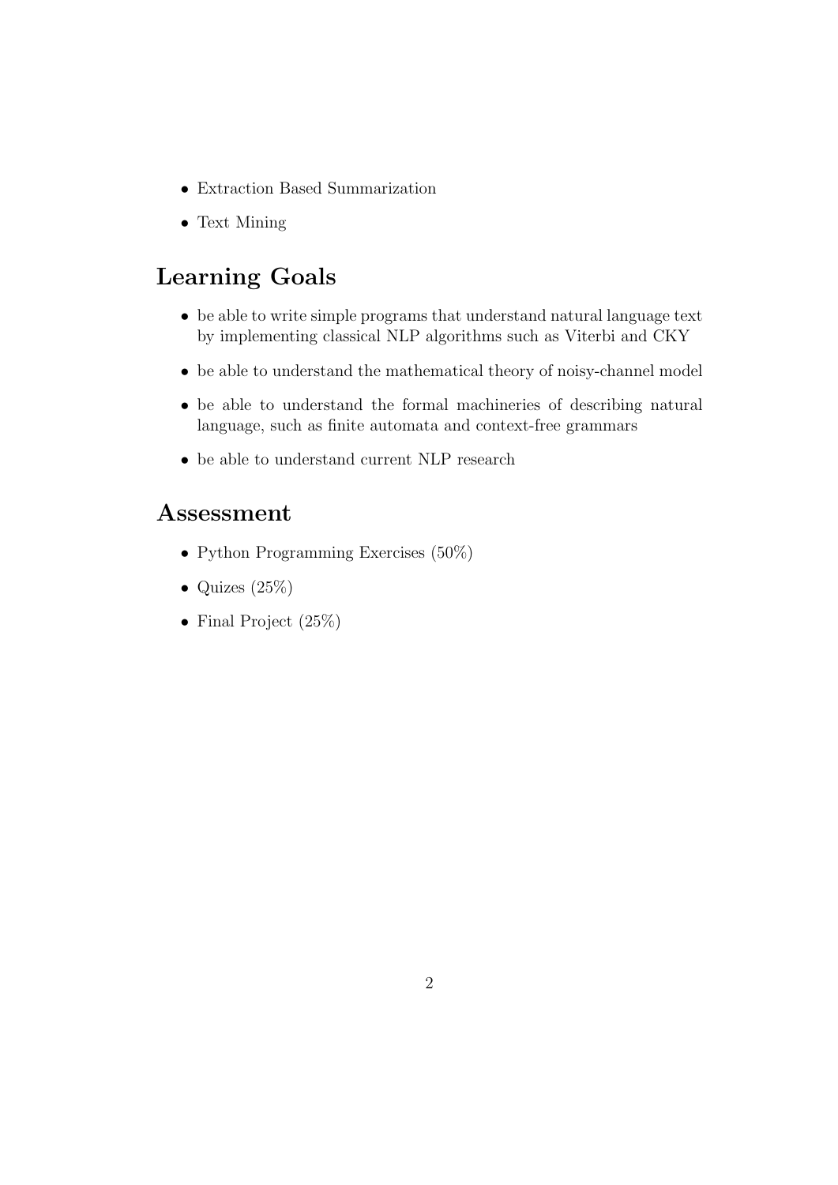- Extraction Based Summarization
- Text Mining

## Learning Goals

- be able to write simple programs that understand natural language text by implementing classical NLP algorithms such as Viterbi and CKY
- be able to understand the mathematical theory of noisy-channel model
- be able to understand the formal machineries of describing natural language, such as finite automata and context-free grammars
- be able to understand current NLP research

## Assessment

- Python Programming Exercises (50%)
- Quizes (25%)
- Final Project (25%)